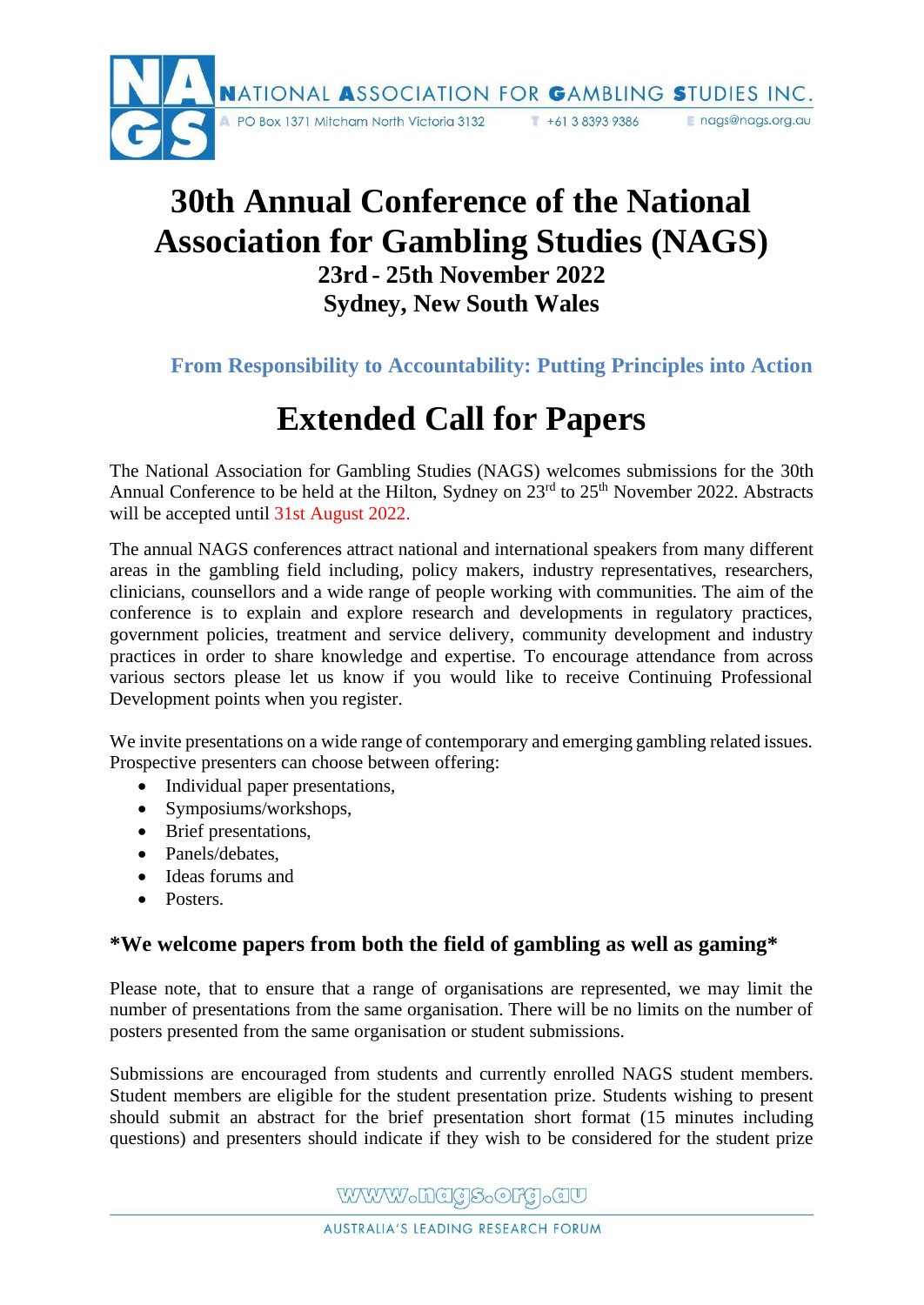NATIONAL ASSOCIATION FOR GAMBLING STUDIES INC.

PO Box 1371 Mitcham North Victoria 3132 T +61 3 8393 9386 E nags@nags.org.au

# 30th Annual Conference of the National Association for Gambling Studies (NAGS)

## 23rd - 25th November 2022
## Sydney, New South Wales

### From Responsibility to Accountability: Putting Principles into Action

# Extended Call for Papers

The National Association for Gambling Studies (NAGS) welcomes submissions for the 30th Annual Conference to be held at the Hilton, Sydney on 23rd to 25th November 2022. Abstracts will be accepted until 31st August 2022.

The annual NAGS conferences attract national and international speakers from many different areas in the gambling field including, policy makers, industry representatives, researchers, clinicians, counsellors and a wide range of people working with communities. The aim of the conference is to explain and explore research and developments in regulatory practices, government policies, treatment and service delivery, community development and industry practices in order to share knowledge and expertise. To encourage attendance from across various sectors please let us know if you would like to receive Continuing Professional Development points when you register.

We invite presentations on a wide range of contemporary and emerging gambling related issues. Prospective presenters can choose between offering:

- Individual paper presentations,
- Symposiums/workshops,
- Brief presentations,
- Panels/debates,
- Ideas forums and
- Posters.

### *We welcome papers from both the field of gambling as well as gaming*

Please note, that to ensure that a range of organisations are represented, we may limit the number of presentations from the same organisation. There will be no limits on the number of posters presented from the same organisation or student submissions.

Submissions are encouraged from students and currently enrolled NAGS student members. Student members are eligible for the student presentation prize. Students wishing to present should submit an abstract for the brief presentation short format (15 minutes including questions) and presenters should indicate if they wish to be considered for the student prize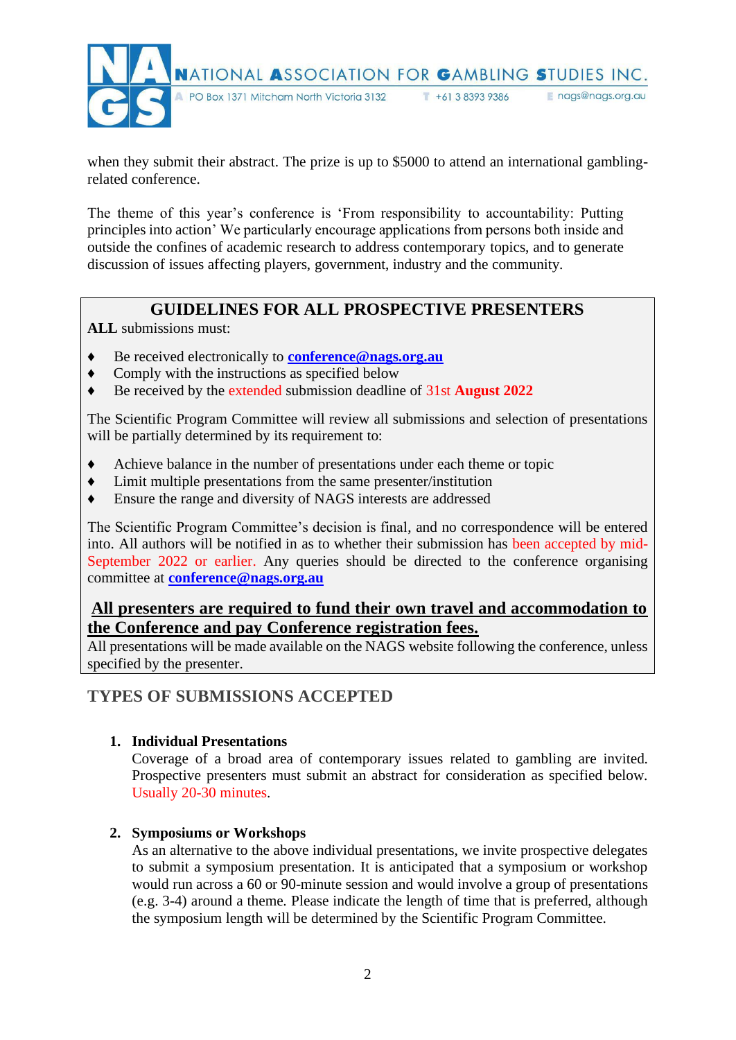when they submit their abstract. The prize is up to $5000 to attend an international gambling-related conference.

The theme of this year's conference is 'From responsibility to accountability: Putting principles into action' We particularly encourage applications from persons both inside and outside the confines of academic research to address contemporary topics, and to generate discussion of issues affecting players, government, industry and the community.

## GUIDELINES FOR ALL PROSPECTIVE PRESENTERS

**ALL** submissions must:

- Be received electronically to **conference@nags.org.au**
- Comply with the instructions as specified below
- Be received by the extended submission deadline of 31st **August 2022**

The Scientific Program Committee will review all submissions and selection of presentations will be partially determined by its requirement to:

- Achieve balance in the number of presentations under each theme or topic
- Limit multiple presentations from the same presenter/institution
- Ensure the range and diversity of NAGS interests are addressed

The Scientific Program Committee's decision is final, and no correspondence will be entered into. All authors will be notified in as to whether their submission has been accepted by mid-September 2022 or earlier. Any queries should be directed to the conference organising committee at **conference@nags.org.au**

**All presenters are required to fund their own travel and accommodation to the Conference and pay Conference registration fees.**

All presentations will be made available on the NAGS website following the conference, unless specified by the presenter.

## TYPES OF SUBMISSIONS ACCEPTED

1. **Individual Presentations**
   Coverage of a broad area of contemporary issues related to gambling are invited. Prospective presenters must submit an abstract for consideration as specified below. Usually 20-30 minutes.

2. **Symposiums or Workshops**
   As an alternative to the above individual presentations, we invite prospective delegates to submit a symposium presentation. It is anticipated that a symposium or workshop would run across a 60 or 90-minute session and would involve a group of presentations (e.g. 3-4) around a theme. Please indicate the length of time that is preferred, although the symposium length will be determined by the Scientific Program Committee.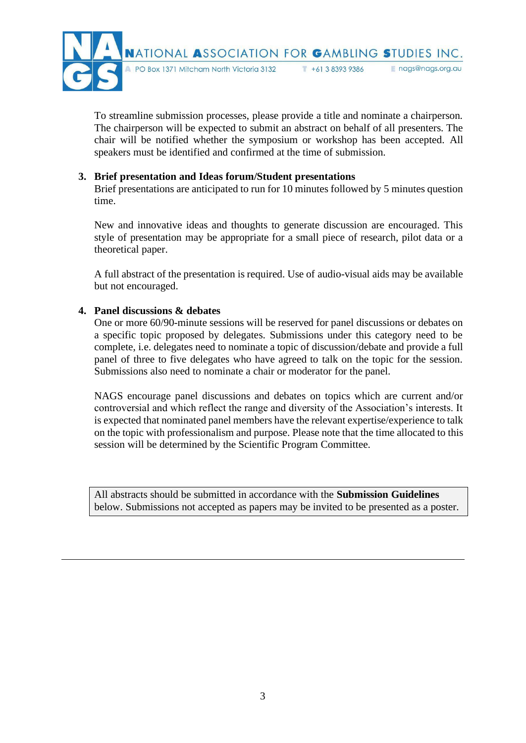To streamline submission processes, please provide a title and nominate a chairperson. The chairperson will be expected to submit an abstract on behalf of all presenters. The chair will be notified whether the symposium or workshop has been accepted. All speakers must be identified and confirmed at the time of submission.

3. **Brief presentation and Ideas forum/Student presentations**

   Brief presentations are anticipated to run for 10 minutes followed by 5 minutes question time.

   New and innovative ideas and thoughts to generate discussion are encouraged. This style of presentation may be appropriate for a small piece of research, pilot data or a theoretical paper.

   A full abstract of the presentation is required. Use of audio-visual aids may be available but not encouraged.

4. **Panel discussions & debates**

   One or more 60/90-minute sessions will be reserved for panel discussions or debates on a specific topic proposed by delegates. Submissions under this category need to be complete, i.e. delegates need to nominate a topic of discussion/debate and provide a full panel of three to five delegates who have agreed to talk on the topic for the session. Submissions also need to nominate a chair or moderator for the panel.

   NAGS encourage panel discussions and debates on topics which are current and/or controversial and which reflect the range and diversity of the Association's interests. It is expected that nominated panel members have the relevant expertise/experience to talk on the topic with professionalism and purpose. Please note that the time allocated to this session will be determined by the Scientific Program Committee.

All abstracts should be submitted in accordance with the **Submission Guidelines** below. Submissions not accepted as papers may be invited to be presented as a poster.

---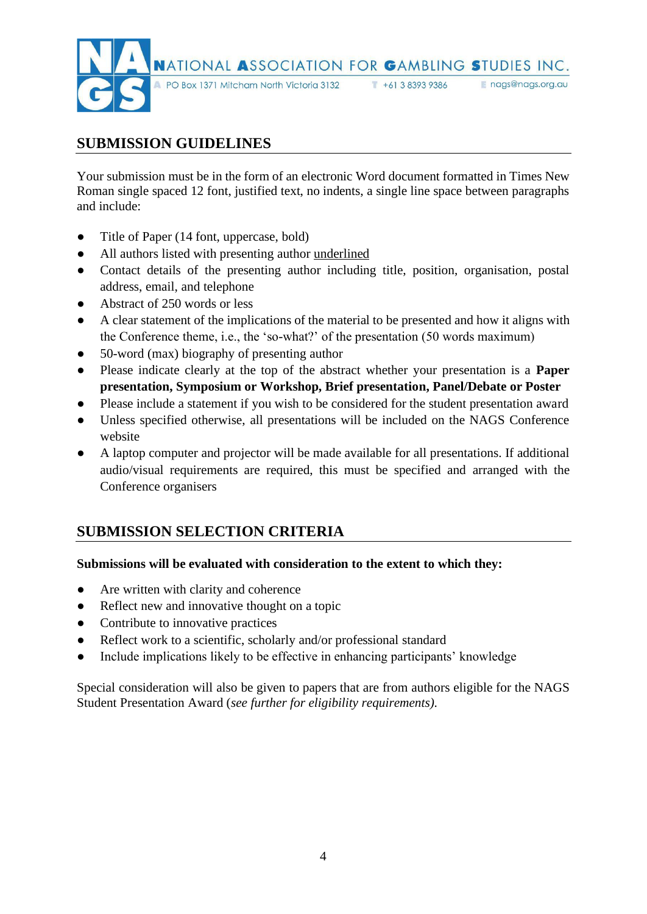## SUBMISSION GUIDELINES

Your submission must be in the form of an electronic Word document formatted in Times New Roman single spaced 12 font, justified text, no indents, a single line space between paragraphs and include:

- Title of Paper (14 font, uppercase, bold)
- All authors listed with presenting author <u>underlined</u>
- Contact details of the presenting author including title, position, organisation, postal address, email, and telephone
- Abstract of 250 words or less
- A clear statement of the implications of the material to be presented and how it aligns with the Conference theme, i.e., the 'so-what?' of the presentation (50 words maximum)
- 50-word (max) biography of presenting author
- Please indicate clearly at the top of the abstract whether your presentation is a **Paper presentation, Symposium or Workshop, Brief presentation, Panel/Debate or Poster**
- Please include a statement if you wish to be considered for the student presentation award
- Unless specified otherwise, all presentations will be included on the NAGS Conference website
- A laptop computer and projector will be made available for all presentations. If additional audio/visual requirements are required, this must be specified and arranged with the Conference organisers

## SUBMISSION SELECTION CRITERIA

**Submissions will be evaluated with consideration to the extent to which they:**

- Are written with clarity and coherence
- Reflect new and innovative thought on a topic
- Contribute to innovative practices
- Reflect work to a scientific, scholarly and/or professional standard
- Include implications likely to be effective in enhancing participants' knowledge

Special consideration will also be given to papers that are from authors eligible for the NAGS Student Presentation Award (*see further for eligibility requirements).*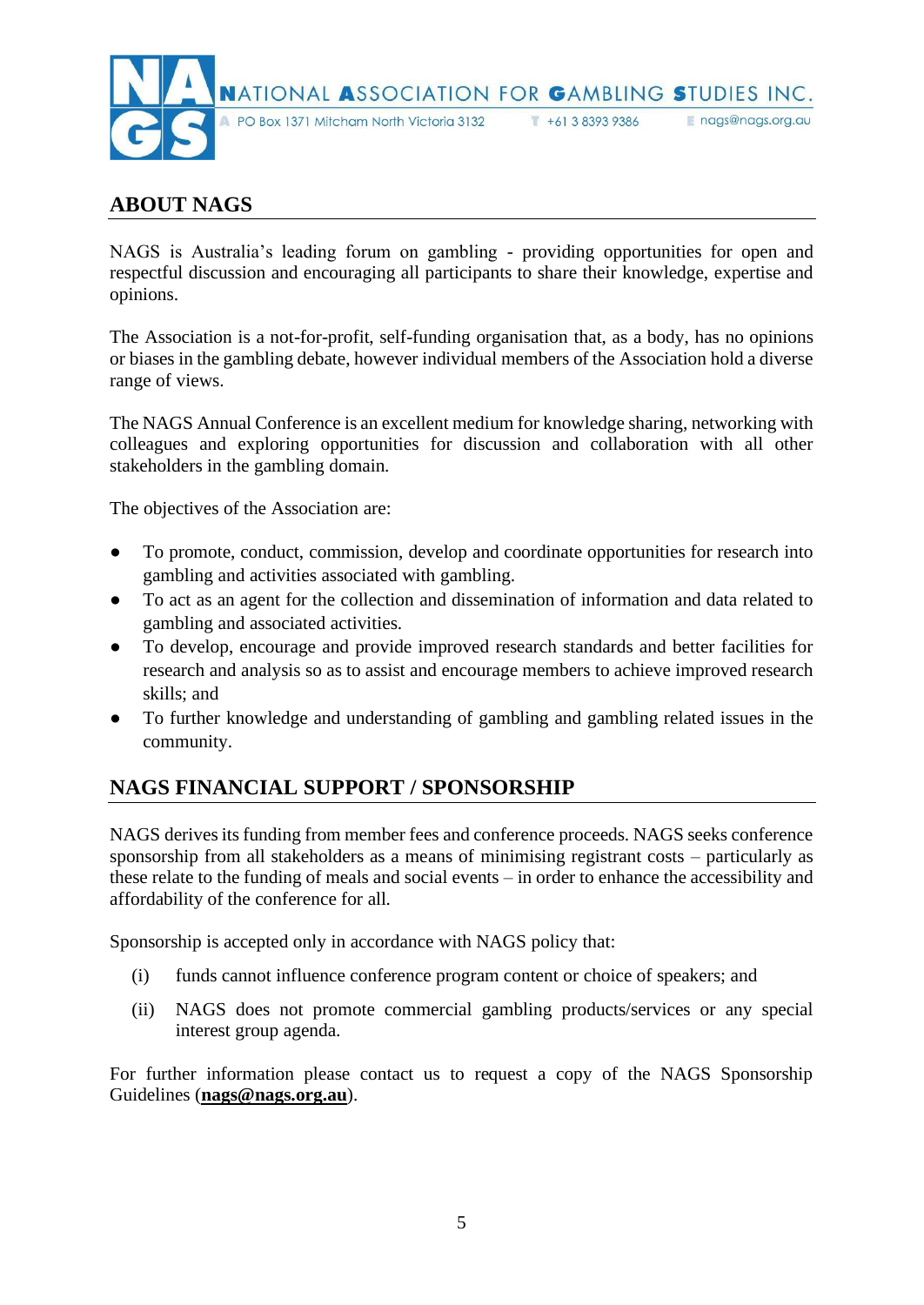NATIONAL ASSOCIATION FOR GAMBLING STUDIES INC.

PO Box 1371 Mitcham North Victoria 3132 T +61 3 8393 9386 E nags@nags.org.au

## ABOUT NAGS

NAGS is Australia's leading forum on gambling - providing opportunities for open and respectful discussion and encouraging all participants to share their knowledge, expertise and opinions.

The Association is a not-for-profit, self-funding organisation that, as a body, has no opinions or biases in the gambling debate, however individual members of the Association hold a diverse range of views.

The NAGS Annual Conference is an excellent medium for knowledge sharing, networking with colleagues and exploring opportunities for discussion and collaboration with all other stakeholders in the gambling domain.

The objectives of the Association are:

- To promote, conduct, commission, develop and coordinate opportunities for research into gambling and activities associated with gambling.
- To act as an agent for the collection and dissemination of information and data related to gambling and associated activities.
- To develop, encourage and provide improved research standards and better facilities for research and analysis so as to assist and encourage members to achieve improved research skills; and
- To further knowledge and understanding of gambling and gambling related issues in the community.

## NAGS FINANCIAL SUPPORT / SPONSORSHIP

NAGS derives its funding from member fees and conference proceeds. NAGS seeks conference sponsorship from all stakeholders as a means of minimising registrant costs – particularly as these relate to the funding of meals and social events – in order to enhance the accessibility and affordability of the conference for all.

Sponsorship is accepted only in accordance with NAGS policy that:

(i) funds cannot influence conference program content or choice of speakers; and

(ii) NAGS does not promote commercial gambling products/services or any special interest group agenda.

For further information please contact us to request a copy of the NAGS Sponsorship Guidelines (**nags@nags.org.au**).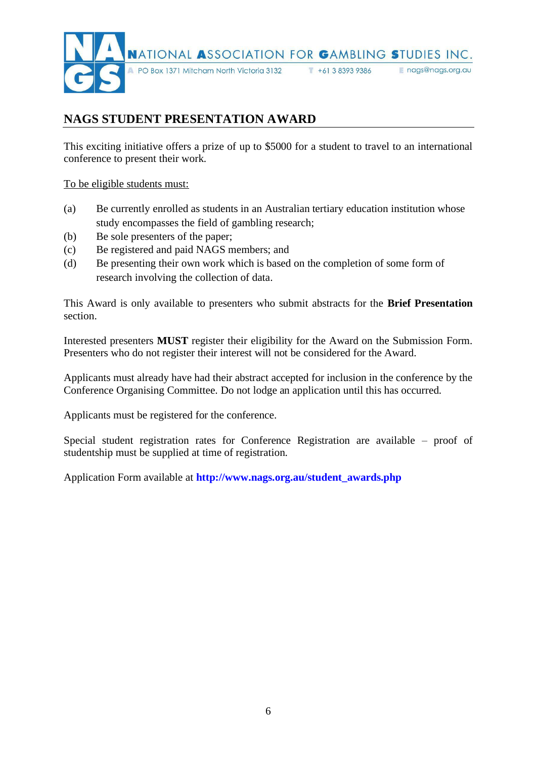NATIONAL ASSOCIATION FOR GAMBLING STUDIES INC.

A PO Box 1371 Mitcham North Victoria 3132 T +61 3 8393 9386 E nags@nags.org.au

## NAGS STUDENT PRESENTATION AWARD

This exciting initiative offers a prize of up to $5000 for a student to travel to an international conference to present their work.

<u>To be eligible students must:</u>

(a) Be currently enrolled as students in an Australian tertiary education institution whose study encompasses the field of gambling research;
(b) Be sole presenters of the paper;
(c) Be registered and paid NAGS members; and
(d) Be presenting their own work which is based on the completion of some form of research involving the collection of data.

This Award is only available to presenters who submit abstracts for the **Brief Presentation** section.

Interested presenters **MUST** register their eligibility for the Award on the Submission Form. Presenters who do not register their interest will not be considered for the Award.

Applicants must already have had their abstract accepted for inclusion in the conference by the Conference Organising Committee. Do not lodge an application until this has occurred.

Applicants must be registered for the conference.

Special student registration rates for Conference Registration are available – proof of studentship must be supplied at time of registration.

Application Form available at **http://www.nags.org.au/student_awards.php**